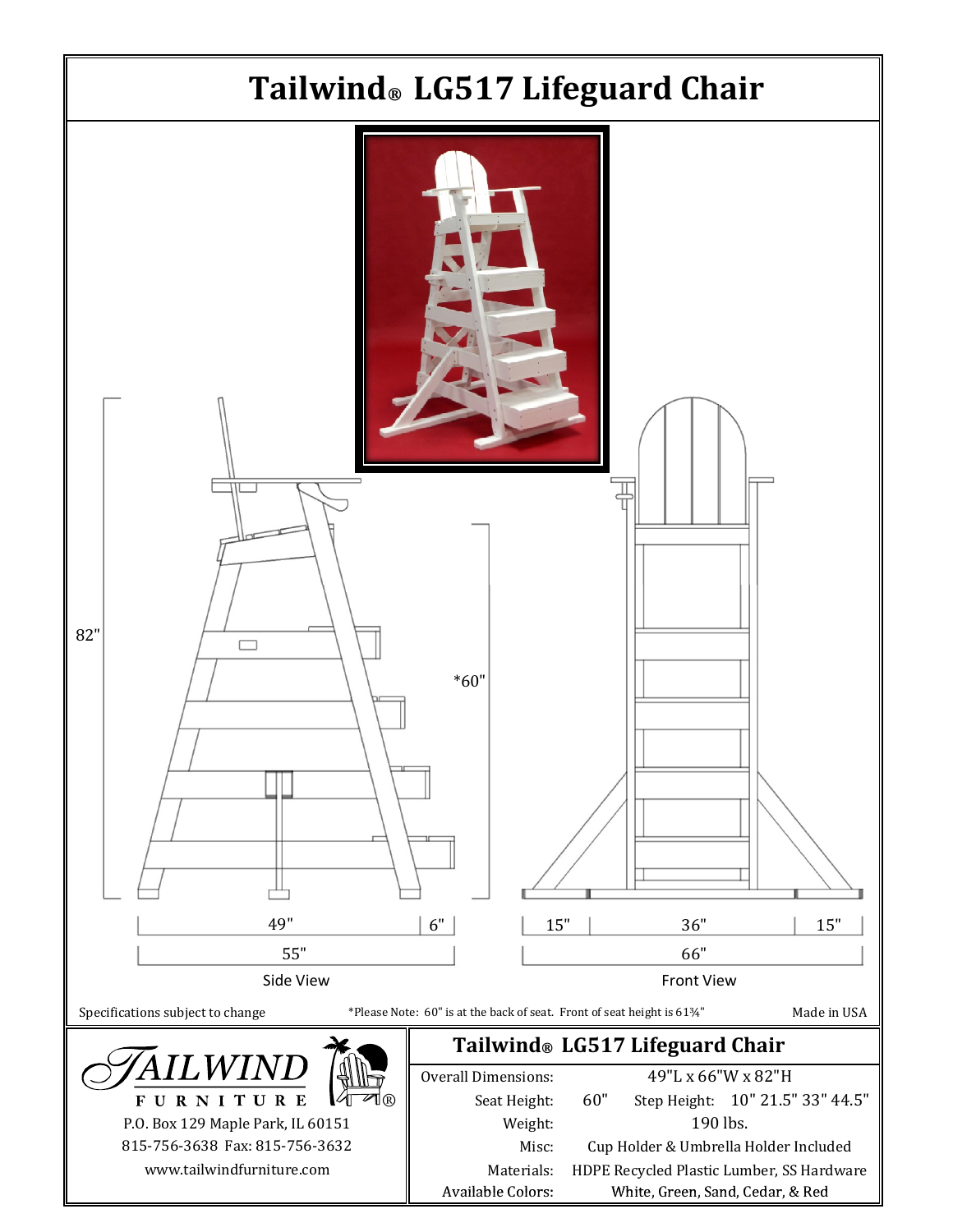# Tailwind® LG517 Lifeguard Chair

82"

*60"

49" | 6"

55"

Side View

15" | 36" | 15"

66"

Front View

Specifications subject to change

*Please Note: 60" is at the back of seat. Front of seat height is 61¾"

Made in USA

TAILWIND FURNITURE®

P.O. Box 129 Maple Park, IL 60151
815-756-3638 Fax: 815-756-3632
www.tailwindfurniture.com

## Tailwind® LG517 Lifeguard Chair

| | |
|---|---|
| Overall Dimensions: | 49"L x 66"W x 82"H |
| Seat Height: | 60" Step Height: 10" 21.5" 33" 44.5" |
| Weight: | 190 lbs. |
| Misc: | Cup Holder & Umbrella Holder Included |
| Materials: | HDPE Recycled Plastic Lumber, SS Hardware |
| Available Colors: | White, Green, Sand, Cedar, & Red |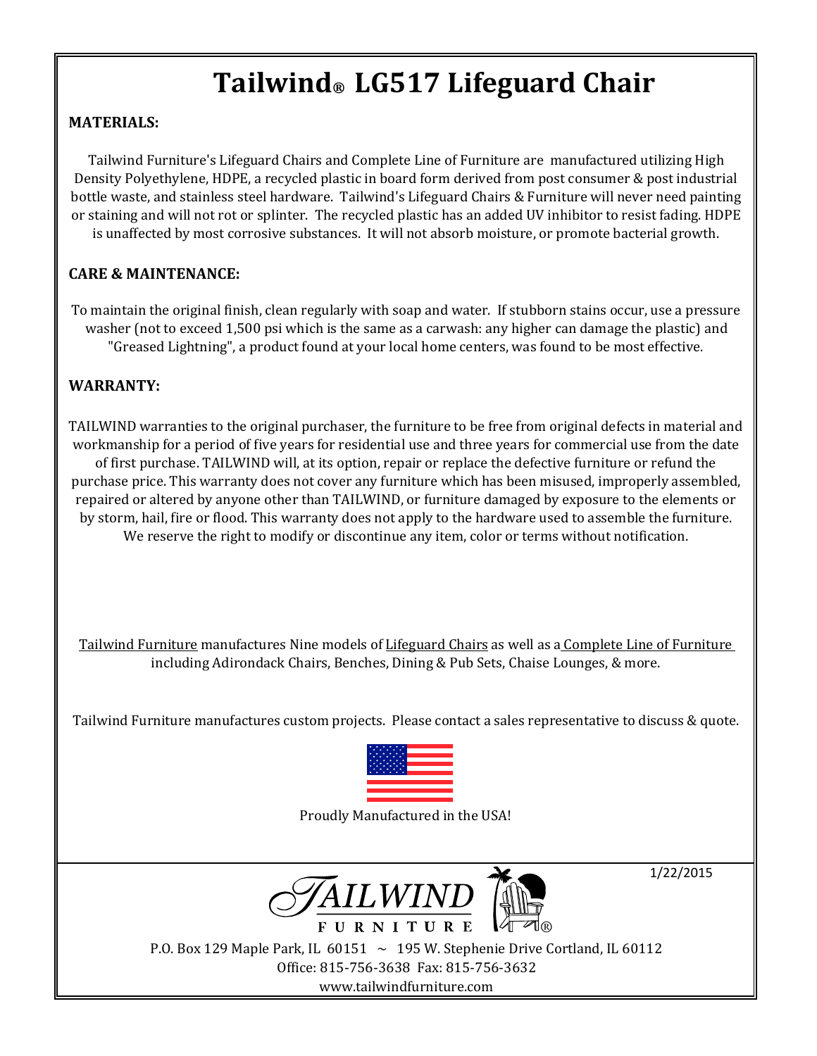# Tailwind® LG517 Lifeguard Chair

**MATERIALS:**

Tailwind Furniture's Lifeguard Chairs and Complete Line of Furniture are manufactured utilizing High Density Polyethylene, HDPE, a recycled plastic in board form derived from post consumer & post industrial bottle waste, and stainless steel hardware. Tailwind's Lifeguard Chairs & Furniture will never need painting or staining and will not rot or splinter. The recycled plastic has an added UV inhibitor to resist fading. HDPE is unaffected by most corrosive substances. It will not absorb moisture, or promote bacterial growth.

**CARE & MAINTENANCE:**

To maintain the original finish, clean regularly with soap and water. If stubborn stains occur, use a pressure washer (not to exceed 1,500 psi which is the same as a carwash: any higher can damage the plastic) and "Greased Lightning", a product found at your local home centers, was found to be most effective.

**WARRANTY:**

TAILWIND warranties to the original purchaser, the furniture to be free from original defects in material and workmanship for a period of five years for residential use and three years for commercial use from the date of first purchase. TAILWIND will, at its option, repair or replace the defective furniture or refund the purchase price. This warranty does not cover any furniture which has been misused, improperly assembled, repaired or altered by anyone other than TAILWIND, or furniture damaged by exposure to the elements or by storm, hail, fire or flood. This warranty does not apply to the hardware used to assemble the furniture. We reserve the right to modify or discontinue any item, color or terms without notification.

Tailwind Furniture manufactures Nine models of Lifeguard Chairs as well as a Complete Line of Furniture including Adirondack Chairs, Benches, Dining & Pub Sets, Chaise Lounges, & more.

Tailwind Furniture manufactures custom projects. Please contact a sales representative to discuss & quote.

Proudly Manufactured in the USA!

1/22/2015

TAILWIND FURNITURE®

P.O. Box 129 Maple Park, IL 60151 ~ 195 W. Stephenie Drive Cortland, IL 60112
Office: 815-756-3638 Fax: 815-756-3632
www.tailwindfurniture.com